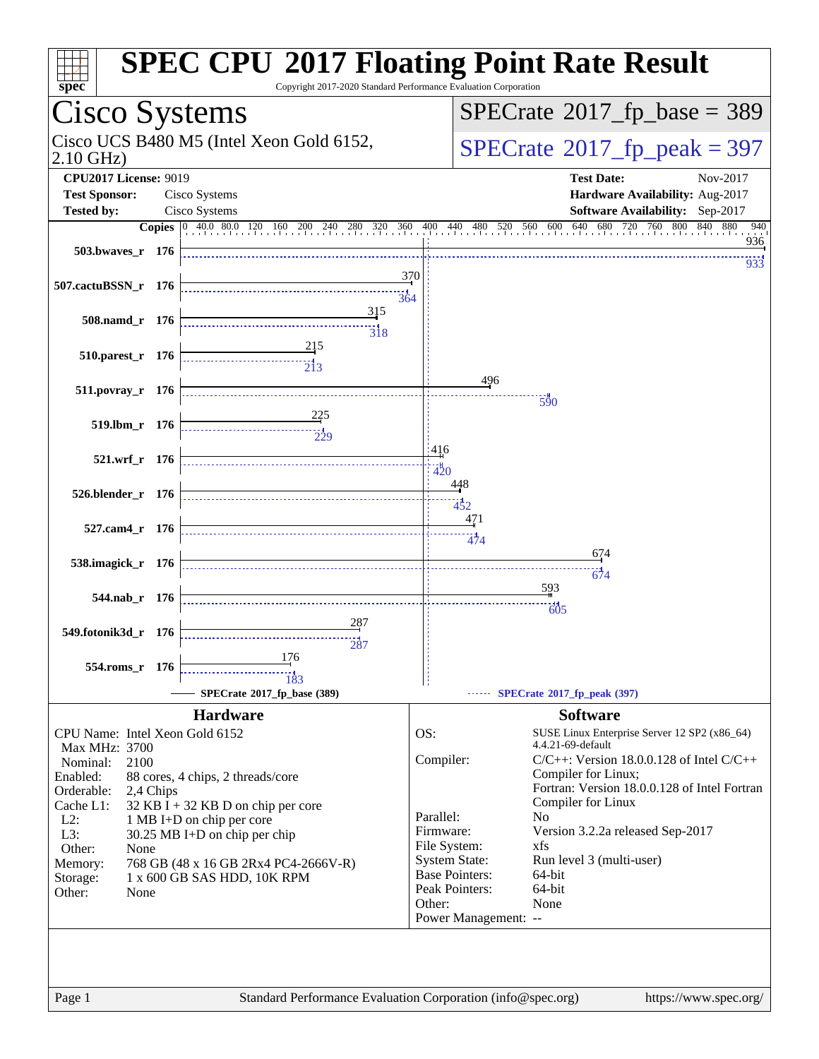# SPEC CPU 2017 Floating Point Rate Result

Copyright 2017-2020 Standard Performance Evaluation Corporation

## Cisco Systems

Cisco UCS B480 M5 (Intel Xeon Gold 6152, 2.10 GHz)

**SPECrate 2017_fp_base = 389**

**SPECrate 2017_fp_peak = 397**

| | | | |
|---|---|---|---|
| **CPU2017 License:** | 9019 | **Test Date:** | Nov-2017 |
| **Test Sponsor:** | Cisco Systems | **Hardware Availability:** | Aug-2017 |
| **Tested by:** | Cisco Systems | **Software Availability:** | Sep-2017 |

| Benchmark | Copies | Base | Peak |
|---|---|---|---|
| 503.bwaves_r | 176 | 936 | 933 |
| 507.cactuBSSN_r | 176 | 370 | 364 |
| 508.namd_r | 176 | 315 | 318 |
| 510.parest_r | 176 | 215 | 213 |
| 511.povray_r | 176 | 496 | 590 |
| 519.lbm_r | 176 | 225 | 229 |
| 521.wrf_r | 176 | 416 | 420 |
| 526.blender_r | 176 | 448 | 452 |
| 527.cam4_r | 176 | 471 | 474 |
| 538.imagick_r | 176 | 674 | 674 |
| 544.nab_r | 176 | 593 | 605 |
| 549.fotonik3d_r | 176 | 287 | 287 |
| 554.roms_r | 176 | 176 | 183 |

SPECrate 2017_fp_base (389) —— SPECrate 2017_fp_peak (397)

### Hardware

| | |
|---|---|
| CPU Name: | Intel Xeon Gold 6152 |
| Max MHz: | 3700 |
| Nominal: | 2100 |
| Enabled: | 88 cores, 4 chips, 2 threads/core |
| Orderable: | 2,4 Chips |
| Cache L1: | 32 KB I + 32 KB D on chip per core |
| L2: | 1 MB I+D on chip per core |
| L3: | 30.25 MB I+D on chip per chip |
| Other: | None |
| Memory: | 768 GB (48 x 16 GB 2Rx4 PC4-2666V-R) |
| Storage: | 1 x 600 GB SAS HDD, 10K RPM |
| Other: | None |

### Software

| | |
|---|---|
| OS: | SUSE Linux Enterprise Server 12 SP2 (x86_64) 4.4.21-69-default |
| Compiler: | C/C++: Version 18.0.0.128 of Intel C/C++ Compiler for Linux; Fortran: Version 18.0.0.128 of Intel Fortran Compiler for Linux |
| Parallel: | No |
| Firmware: | Version 3.2.2a released Sep-2017 |
| File System: | xfs |
| System State: | Run level 3 (multi-user) |
| Base Pointers: | 64-bit |
| Peak Pointers: | 64-bit |
| Other: | None |
| Power Management: | -- |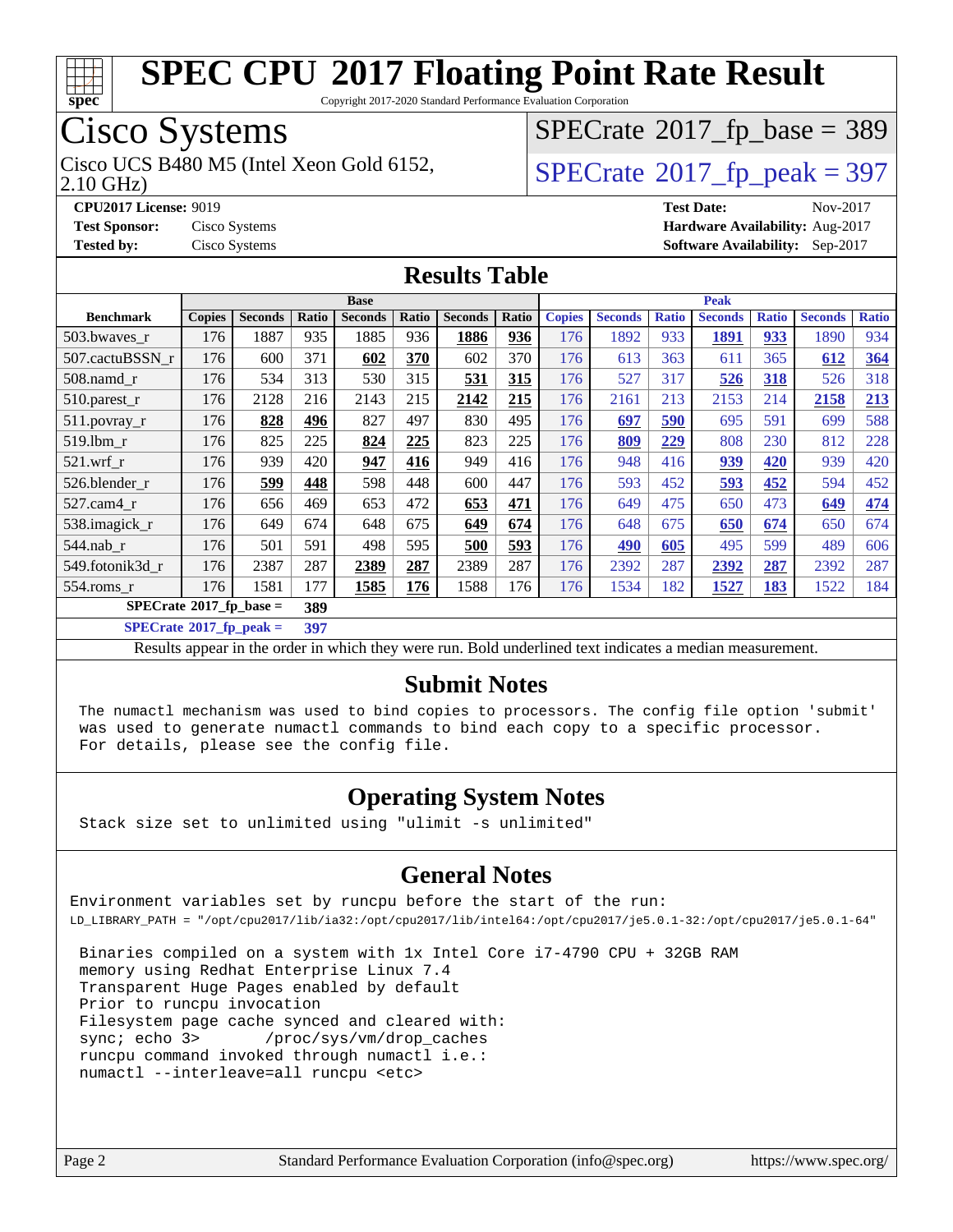# SPEC CPU 2017 Floating Point Rate Result

Copyright 2017-2020 Standard Performance Evaluation Corporation

## Cisco Systems

Cisco UCS B480 M5 (Intel Xeon Gold 6152, 2.10 GHz)

SPECrate 2017_fp_base = 389

SPECrate 2017_fp_peak = 397

**CPU2017 License:** 9019
**Test Sponsor:** Cisco Systems
**Tested by:** Cisco Systems
**Test Date:** Nov-2017
**Hardware Availability:** Aug-2017
**Software Availability:** Sep-2017

## Results Table

| | Base | | | | | | | Peak | | | | | | |
|---|---|---|---|---|---|---|---|---|---|---|---|---|---|---|
| **Benchmark** | **Copies** | **Seconds** | **Ratio** | **Seconds** | **Ratio** | **Seconds** | **Ratio** | **Copies** | **Seconds** | **Ratio** | **Seconds** | **Ratio** | **Seconds** | **Ratio** |
| 503.bwaves_r | 176 | 1887 | 935 | 1885 | 936 | **1886** | **936** | 176 | 1892 | 933 | **1891** | **933** | 1890 | 934 |
| 507.cactuBSSN_r | 176 | 600 | 371 | **602** | **370** | 602 | 370 | 176 | 613 | 363 | 611 | 365 | **612** | **364** |
| 508.namd_r | 176 | 534 | 313 | 530 | 315 | **531** | **315** | 176 | 527 | 317 | **526** | **318** | 526 | 318 |
| 510.parest_r | 176 | 2128 | 216 | 2143 | 215 | **2142** | **215** | 176 | 2161 | 213 | 2153 | 214 | **2158** | **213** |
| 511.povray_r | 176 | **828** | **496** | 827 | 497 | 830 | 495 | 176 | **697** | **590** | 695 | 591 | 699 | 588 |
| 519.lbm_r | 176 | 825 | 225 | **824** | **225** | 823 | 225 | 176 | **809** | **229** | 808 | 230 | 812 | 228 |
| 521.wrf_r | 176 | 939 | 420 | **947** | **416** | 949 | 416 | 176 | 948 | 416 | **939** | **420** | 939 | 420 |
| 526.blender_r | 176 | **599** | **448** | 598 | 448 | 600 | 447 | 176 | 593 | 452 | **593** | **452** | 594 | 452 |
| 527.cam4_r | 176 | 656 | 469 | 653 | 472 | **653** | **471** | 176 | 649 | 475 | 650 | 473 | **649** | **474** |
| 538.imagick_r | 176 | 649 | 674 | 648 | 675 | **649** | **674** | 176 | 648 | 675 | **650** | **674** | 650 | 674 |
| 544.nab_r | 176 | 501 | 591 | 498 | 595 | **500** | **593** | 176 | **490** | **605** | 495 | 599 | 489 | 606 |
| 549.fotonik3d_r | 176 | 2387 | 287 | **2389** | **287** | 2389 | 287 | 176 | 2392 | 287 | **2392** | **287** | 2392 | 287 |
| 554.roms_r | 176 | 1581 | 177 | **1585** | **176** | 1588 | 176 | 176 | 1534 | 182 | **1527** | **183** | 1522 | 184 |

**SPECrate 2017_fp_base = 389**

**SPECrate 2017_fp_peak = 397**

Results appear in the order in which they were run. Bold underlined text indicates a median measurement.

## Submit Notes

```
The numactl mechanism was used to bind copies to processors. The config file option 'submit'
was used to generate numactl commands to bind each copy to a specific processor.
For details, please see the config file.
```

## Operating System Notes

```
Stack size set to unlimited using "ulimit -s unlimited"
```

## General Notes

```
Environment variables set by runcpu before the start of the run:
LD_LIBRARY_PATH = "/opt/cpu2017/lib/ia32:/opt/cpu2017/lib/intel64:/opt/cpu2017/je5.0.1-32:/opt/cpu2017/je5.0.1-64"

 Binaries compiled on a system with 1x Intel Core i7-4790 CPU + 32GB RAM
 memory using Redhat Enterprise Linux 7.4
 Transparent Huge Pages enabled by default
 Prior to runcpu invocation
 Filesystem page cache synced and cleared with:
 sync; echo 3>       /proc/sys/vm/drop_caches
 runcpu command invoked through numactl i.e.:
 numactl --interleave=all runcpu <etc>
```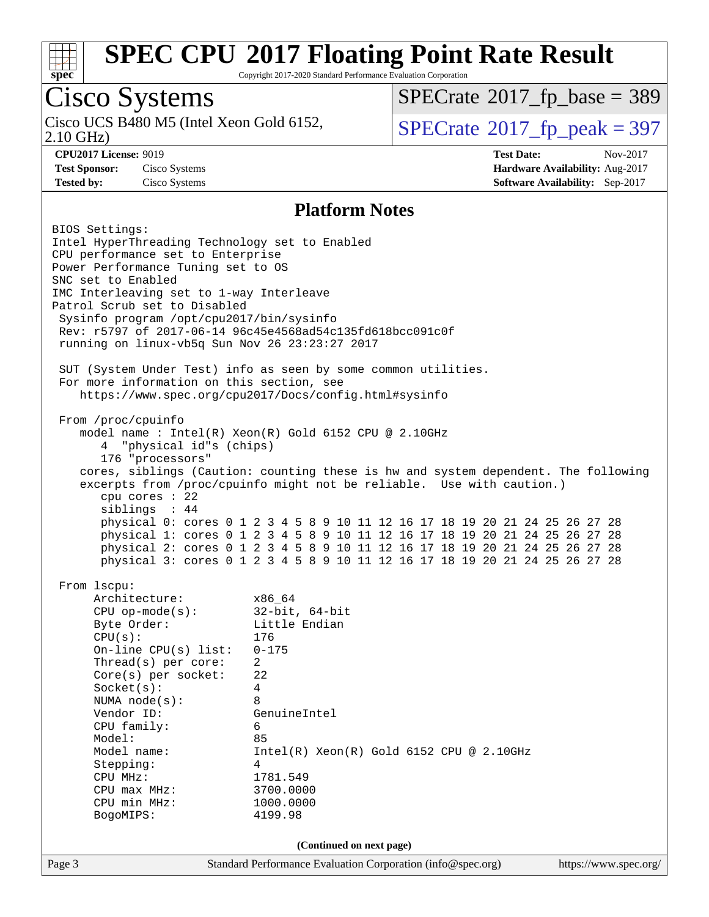# SPEC CPU 2017 Floating Point Rate Result

Copyright 2017-2020 Standard Performance Evaluation Corporation

## Cisco Systems

Cisco UCS B480 M5 (Intel Xeon Gold 6152, 2.10 GHz)

SPECrate 2017_fp_base = 389

SPECrate 2017_fp_peak = 397

**CPU2017 License:** 9019
**Test Sponsor:** Cisco Systems
**Tested by:** Cisco Systems

**Test Date:** Nov-2017
**Hardware Availability:** Aug-2017
**Software Availability:** Sep-2017

### Platform Notes

```
BIOS Settings:
Intel HyperThreading Technology set to Enabled
CPU performance set to Enterprise
Power Performance Tuning set to OS
SNC set to Enabled
IMC Interleaving set to 1-way Interleave
Patrol Scrub set to Disabled
 Sysinfo program /opt/cpu2017/bin/sysinfo
 Rev: r5797 of 2017-06-14 96c45e4568ad54c135fd618bcc091c0f
 running on linux-vb5q Sun Nov 26 23:23:27 2017

 SUT (System Under Test) info as seen by some common utilities.
 For more information on this section, see
    https://www.spec.org/cpu2017/Docs/config.html#sysinfo

 From /proc/cpuinfo
    model name : Intel(R) Xeon(R) Gold 6152 CPU @ 2.10GHz
       4  "physical id"s (chips)
       176 "processors"
    cores, siblings (Caution: counting these is hw and system dependent. The following
    excerpts from /proc/cpuinfo might not be reliable.  Use with caution.)
       cpu cores : 22
       siblings  : 44
       physical 0: cores 0 1 2 3 4 5 8 9 10 11 12 16 17 18 19 20 21 24 25 26 27 28
       physical 1: cores 0 1 2 3 4 5 8 9 10 11 12 16 17 18 19 20 21 24 25 26 27 28
       physical 2: cores 0 1 2 3 4 5 8 9 10 11 12 16 17 18 19 20 21 24 25 26 27 28
       physical 3: cores 0 1 2 3 4 5 8 9 10 11 12 16 17 18 19 20 21 24 25 26 27 28

 From lscpu:
      Architecture:          x86_64
      CPU op-mode(s):        32-bit, 64-bit
      Byte Order:            Little Endian
      CPU(s):                176
      On-line CPU(s) list:   0-175
      Thread(s) per core:    2
      Core(s) per socket:    22
      Socket(s):             4
      NUMA node(s):          8
      Vendor ID:             GenuineIntel
      CPU family:            6
      Model:                 85
      Model name:            Intel(R) Xeon(R) Gold 6152 CPU @ 2.10GHz
      Stepping:              4
      CPU MHz:               1781.549
      CPU max MHz:           3700.0000
      CPU min MHz:           1000.0000
      BogoMIPS:              4199.98
```

(Continued on next page)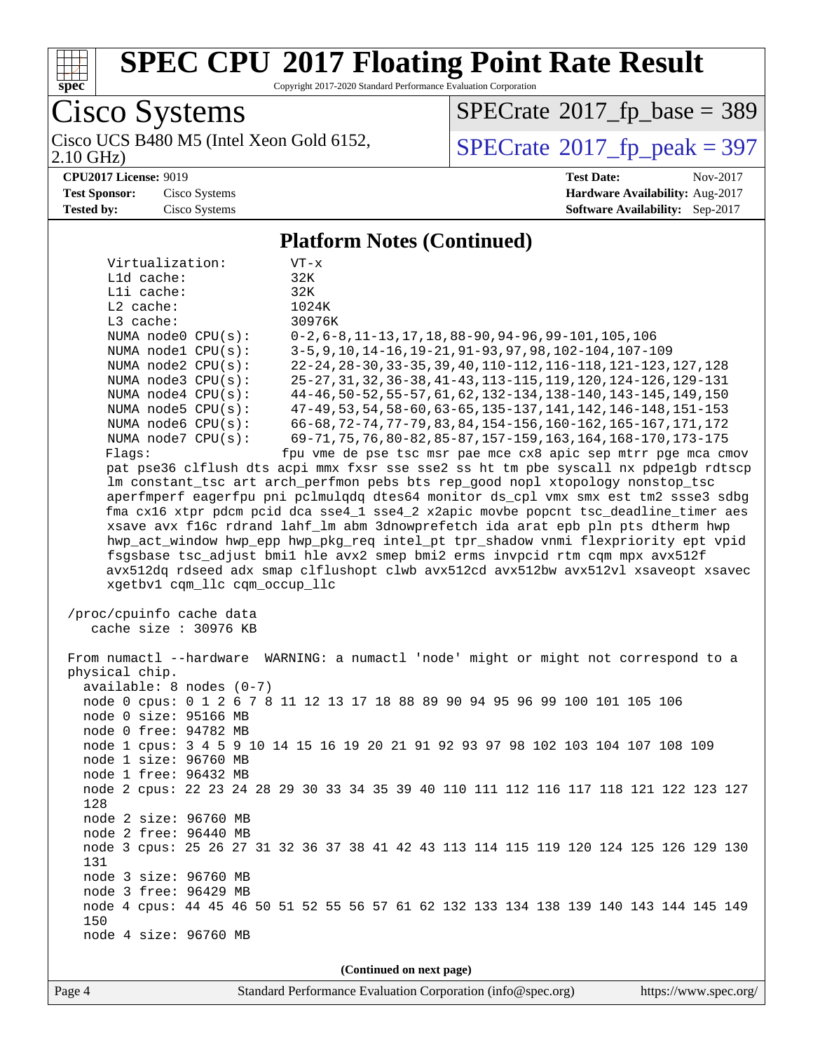## Platform Notes (Continued)

```
Virtualization:        VT-x
L1d cache:             32K
L1i cache:             32K
L2 cache:              1024K
L3 cache:              30976K
NUMA node0 CPU(s):     0-2,6-8,11-13,17,18,88-90,94-96,99-101,105,106
NUMA node1 CPU(s):     3-5,9,10,14-16,19-21,91-93,97,98,102-104,107-109
NUMA node2 CPU(s):     22-24,28-30,33-35,39,40,110-112,116-118,121-123,127,128
NUMA node3 CPU(s):     25-27,31,32,36-38,41-43,113-115,119,120,124-126,129-131
NUMA node4 CPU(s):     44-46,50-52,55-57,61,62,132-134,138-140,143-145,149,150
NUMA node5 CPU(s):     47-49,53,54,58-60,63-65,135-137,141,142,146-148,151-153
NUMA node6 CPU(s):     66-68,72-74,77-79,83,84,154-156,160-162,165-167,171,172
NUMA node7 CPU(s):     69-71,75,76,80-82,85-87,157-159,163,164,168-170,173-175
Flags:                 fpu vme de pse tsc msr pae mce cx8 apic sep mtrr pge mca cmov
pat pse36 clflush dts acpi mmx fxsr sse sse2 ss ht tm pbe syscall nx pdpe1gb rdtscp
lm constant_tsc art arch_perfmon pebs bts rep_good nopl xtopology nonstop_tsc
aperfmperf eagerfpu pni pclmulqdq dtes64 monitor ds_cpl vmx smx est tm2 ssse3 sdbg
fma cx16 xtpr pdcm pcid dca sse4_1 sse4_2 x2apic movbe popcnt tsc_deadline_timer aes
xsave avx f16c rdrand lahf_lm abm 3dnowprefetch ida arat epb pln pts dtherm hwp
hwp_act_window hwp_epp hwp_pkg_req intel_pt tpr_shadow vnmi flexpriority ept vpid
fsgsbase tsc_adjust bmi1 hle avx2 smep bmi2 erms invpcid rtm cqm mpx avx512f
avx512dq rdseed adx smap clflushopt clwb avx512cd avx512bw avx512vl xsaveopt xsavec
xgetbv1 cqm_llc cqm_occup_llc

/proc/cpuinfo cache data
   cache size : 30976 KB

From numactl --hardware  WARNING: a numactl 'node' might or might not correspond to a
physical chip.
  available: 8 nodes (0-7)
  node 0 cpus: 0 1 2 6 7 8 11 12 13 17 18 88 89 90 94 95 96 99 100 101 105 106
  node 0 size: 95166 MB
  node 0 free: 94782 MB
  node 1 cpus: 3 4 5 9 10 14 15 16 19 20 21 91 92 93 97 98 102 103 104 107 108 109
  node 1 size: 96760 MB
  node 1 free: 96432 MB
  node 2 cpus: 22 23 24 28 29 30 33 34 35 39 40 110 111 112 116 117 118 121 122 123 127
  128
  node 2 size: 96760 MB
  node 2 free: 96440 MB
  node 3 cpus: 25 26 27 31 32 36 37 38 41 42 43 113 114 115 119 120 124 125 126 129 130
  131
  node 3 size: 96760 MB
  node 3 free: 96429 MB
  node 4 cpus: 44 45 46 50 51 52 55 56 57 61 62 132 133 134 138 139 140 143 144 145 149
  150
  node 4 size: 96760 MB
```

(Continued on next page)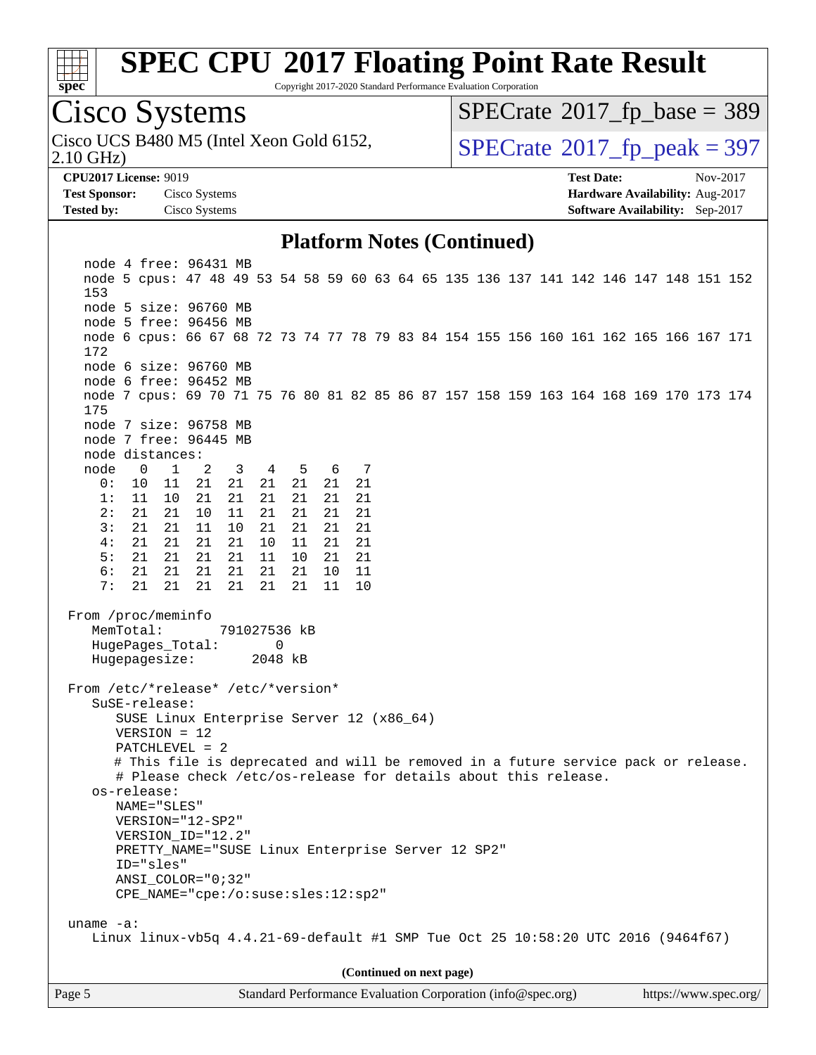# SPEC CPU 2017 Floating Point Rate Result

Copyright 2017-2020 Standard Performance Evaluation Corporation

**Cisco Systems**

Cisco UCS B480 M5 (Intel Xeon Gold 6152, 2.10 GHz)

SPECrate 2017_fp_base = 389

SPECrate 2017_fp_peak = 397

**CPU2017 License:** 9019
**Test Sponsor:** Cisco Systems
**Tested by:** Cisco Systems

**Test Date:** Nov-2017
**Hardware Availability:** Aug-2017
**Software Availability:** Sep-2017

## Platform Notes (Continued)

```
   node 4 free: 96431 MB
   node 5 cpus: 47 48 49 53 54 58 59 60 63 64 65 135 136 137 141 142 146 147 148 151 152
   153
   node 5 size: 96760 MB
   node 5 free: 96456 MB
   node 6 cpus: 66 67 68 72 73 74 77 78 79 83 84 154 155 156 160 161 162 165 166 167 171
   172
   node 6 size: 96760 MB
   node 6 free: 96452 MB
   node 7 cpus: 69 70 71 75 76 80 81 82 85 86 87 157 158 159 163 164 168 169 170 173 174
   175
   node 7 size: 96758 MB
   node 7 free: 96445 MB
   node distances:
   node   0   1   2   3   4   5   6   7
     0:  10  11  21  21  21  21  21  21
     1:  11  10  21  21  21  21  21  21
     2:  21  21  10  11  21  21  21  21
     3:  21  21  11  10  21  21  21  21
     4:  21  21  21  21  10  11  21  21
     5:  21  21  21  21  11  10  21  21
     6:  21  21  21  21  21  21  10  11
     7:  21  21  21  21  21  21  11  10

 From /proc/meminfo
    MemTotal:       791027536 kB
    HugePages_Total:       0
    Hugepagesize:       2048 kB

 From /etc/*release* /etc/*version*
    SuSE-release:
       SUSE Linux Enterprise Server 12 (x86_64)
       VERSION = 12
       PATCHLEVEL = 2
       # This file is deprecated and will be removed in a future service pack or release.
       # Please check /etc/os-release for details about this release.
    os-release:
       NAME="SLES"
       VERSION="12-SP2"
       VERSION_ID="12.2"
       PRETTY_NAME="SUSE Linux Enterprise Server 12 SP2"
       ID="sles"
       ANSI_COLOR="0;32"
       CPE_NAME="cpe:/o:suse:sles:12:sp2"

 uname -a:
    Linux linux-vb5q 4.4.21-69-default #1 SMP Tue Oct 25 10:58:20 UTC 2016 (9464f67)
```

**(Continued on next page)**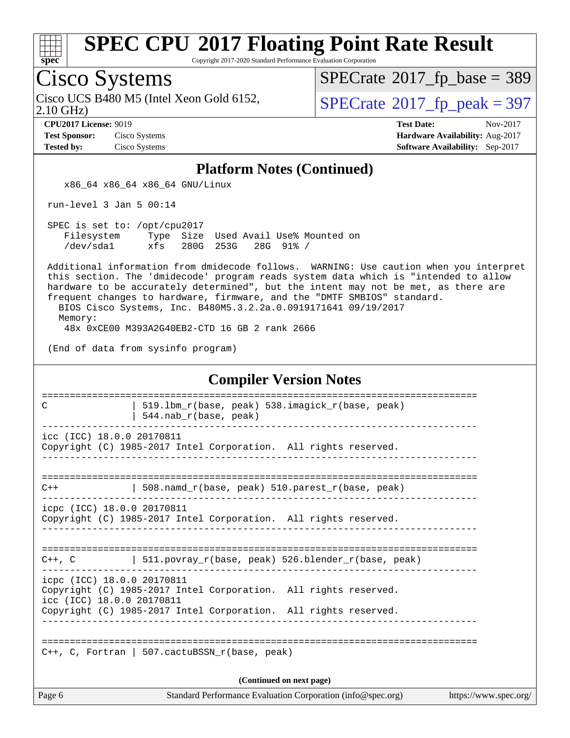# SPEC CPU 2017 Floating Point Rate Result

Copyright 2017-2020 Standard Performance Evaluation Corporation

## Cisco Systems

Cisco UCS B480 M5 (Intel Xeon Gold 6152, 2.10 GHz)

SPECrate 2017_fp_base = 389

SPECrate 2017_fp_peak = 397

**CPU2017 License:** 9019
**Test Sponsor:** Cisco Systems
**Tested by:** Cisco Systems

**Test Date:** Nov-2017
**Hardware Availability:** Aug-2017
**Software Availability:** Sep-2017

### Platform Notes (Continued)

```
    x86_64 x86_64 x86_64 GNU/Linux

 run-level 3 Jan 5 00:14

 SPEC is set to: /opt/cpu2017
    Filesystem     Type  Size  Used Avail Use% Mounted on
    /dev/sda1      xfs   280G  253G   28G  91% /

 Additional information from dmidecode follows.  WARNING: Use caution when you interpret
 this section. The 'dmidecode' program reads system data which is "intended to allow
 hardware to be accurately determined", but the intent may not be met, as there are
 frequent changes to hardware, firmware, and the "DMTF SMBIOS" standard.
   BIOS Cisco Systems, Inc. B480M5.3.2.2a.0.0919171641 09/19/2017
   Memory:
     48x 0xCE00 M393A2G40EB2-CTD 16 GB 2 rank 2666

 (End of data from sysinfo program)
```

### Compiler Version Notes

```
==============================================================================
C               | 519.lbm_r(base, peak) 538.imagick_r(base, peak)
                | 544.nab_r(base, peak)
------------------------------------------------------------------------------
icc (ICC) 18.0.0 20170811
Copyright (C) 1985-2017 Intel Corporation.  All rights reserved.
------------------------------------------------------------------------------

==============================================================================
C++             | 508.namd_r(base, peak) 510.parest_r(base, peak)
------------------------------------------------------------------------------
icpc (ICC) 18.0.0 20170811
Copyright (C) 1985-2017 Intel Corporation.  All rights reserved.
------------------------------------------------------------------------------

==============================================================================
C++, C          | 511.povray_r(base, peak) 526.blender_r(base, peak)
------------------------------------------------------------------------------
icpc (ICC) 18.0.0 20170811
Copyright (C) 1985-2017 Intel Corporation.  All rights reserved.
icc (ICC) 18.0.0 20170811
Copyright (C) 1985-2017 Intel Corporation.  All rights reserved.
------------------------------------------------------------------------------

==============================================================================
C++, C, Fortran | 507.cactuBSSN_r(base, peak)
```

(Continued on next page)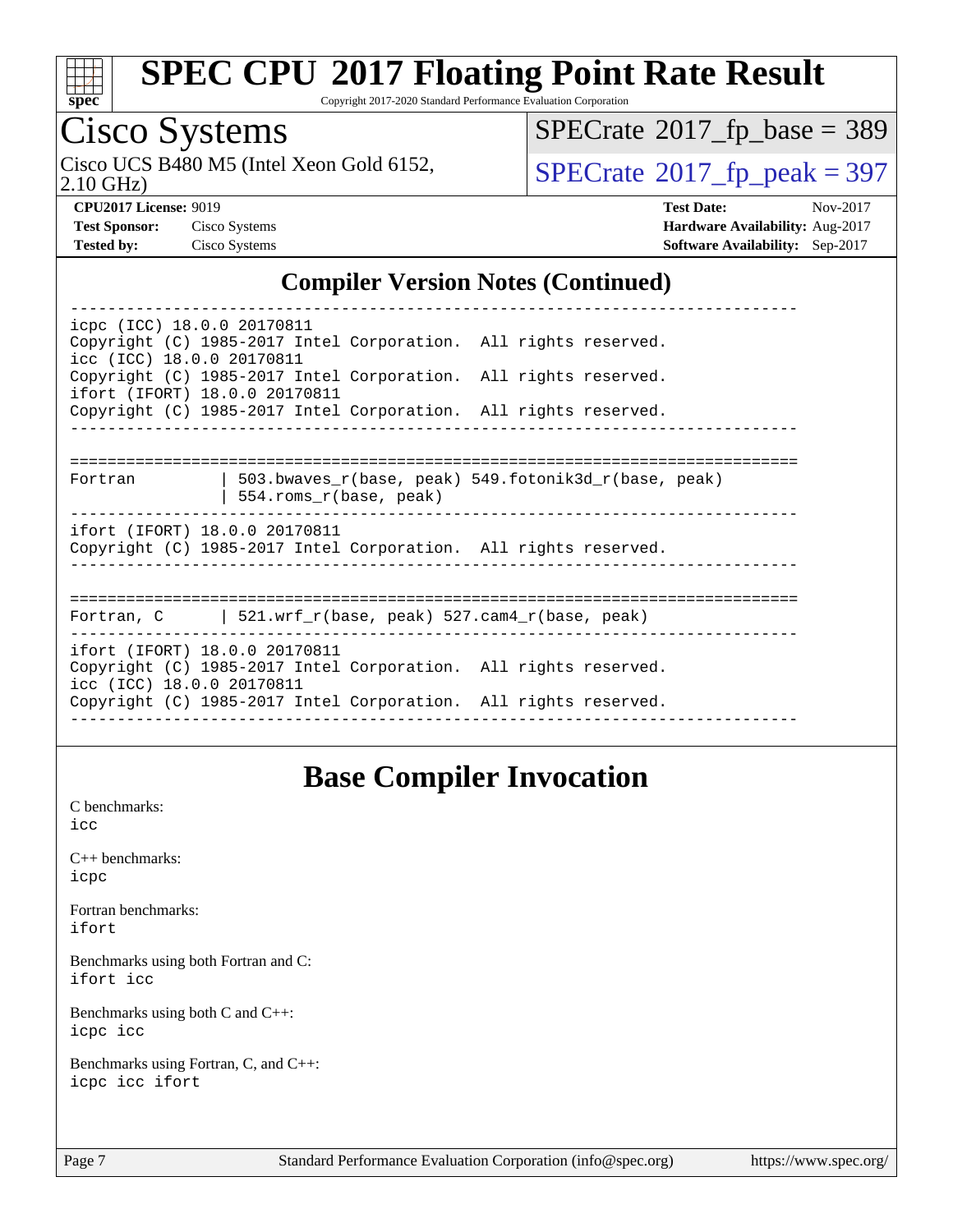## Compiler Version Notes (Continued)

```
------------------------------------------------------------------------------
icpc (ICC) 18.0.0 20170811
Copyright (C) 1985-2017 Intel Corporation.  All rights reserved.
icc (ICC) 18.0.0 20170811
Copyright (C) 1985-2017 Intel Corporation.  All rights reserved.
ifort (IFORT) 18.0.0 20170811
Copyright (C) 1985-2017 Intel Corporation.  All rights reserved.
------------------------------------------------------------------------------

==============================================================================
Fortran         | 503.bwaves_r(base, peak) 549.fotonik3d_r(base, peak)
                | 554.roms_r(base, peak)
------------------------------------------------------------------------------
ifort (IFORT) 18.0.0 20170811
Copyright (C) 1985-2017 Intel Corporation.  All rights reserved.
------------------------------------------------------------------------------

==============================================================================
Fortran, C      | 521.wrf_r(base, peak) 527.cam4_r(base, peak)
------------------------------------------------------------------------------
ifort (IFORT) 18.0.0 20170811
Copyright (C) 1985-2017 Intel Corporation.  All rights reserved.
icc (ICC) 18.0.0 20170811
Copyright (C) 1985-2017 Intel Corporation.  All rights reserved.
------------------------------------------------------------------------------
```

## Base Compiler Invocation

C benchmarks:
icc

C++ benchmarks:
icpc

Fortran benchmarks:
ifort

Benchmarks using both Fortran and C:
ifort icc

Benchmarks using both C and C++:
icpc icc

Benchmarks using Fortran, C, and C++:
icpc icc ifort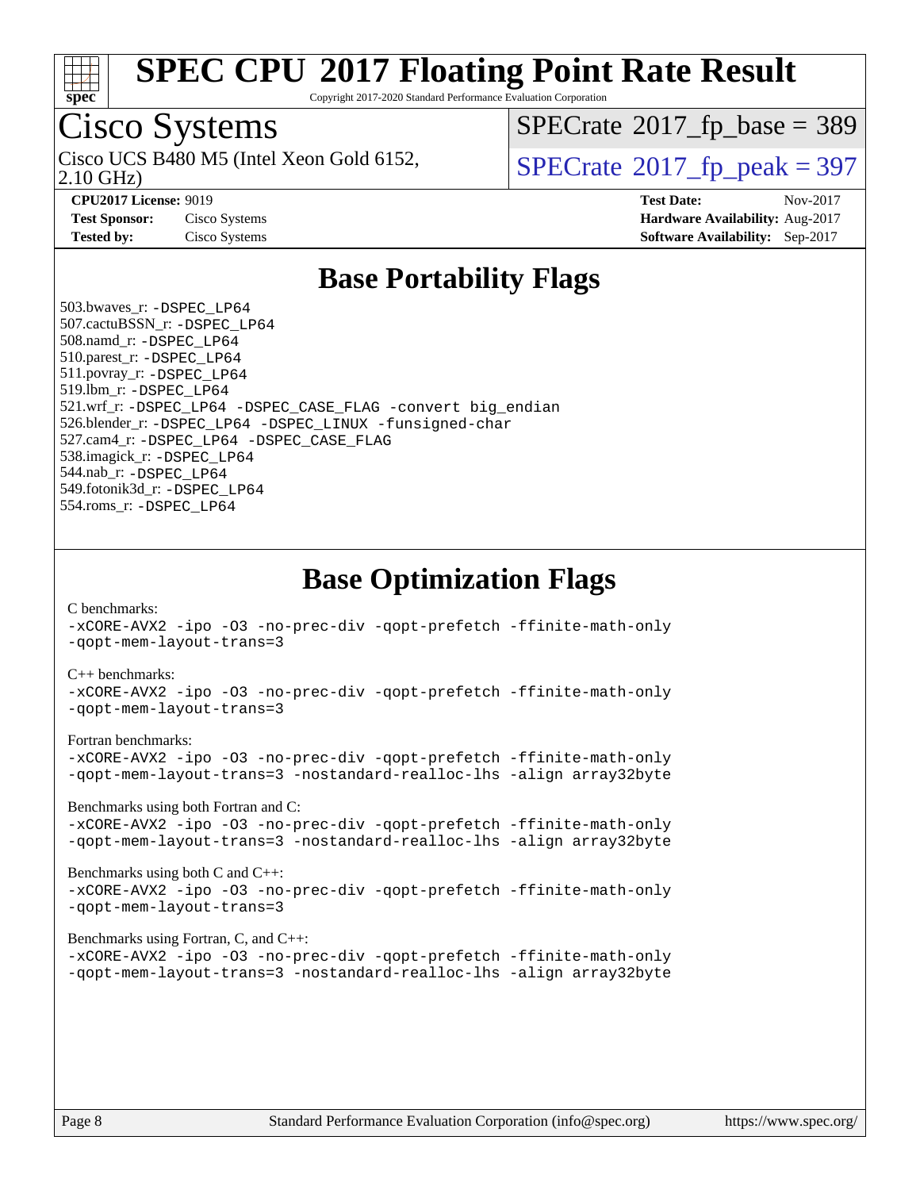# SPEC CPU 2017 Floating Point Rate Result

Copyright 2017-2020 Standard Performance Evaluation Corporation

## Cisco Systems

Cisco UCS B480 M5 (Intel Xeon Gold 6152, 2.10 GHz)

SPECrate 2017_fp_base = 389

SPECrate 2017_fp_peak = 397

**CPU2017 License:** 9019
**Test Sponsor:** Cisco Systems
**Tested by:** Cisco Systems

**Test Date:** Nov-2017
**Hardware Availability:** Aug-2017
**Software Availability:** Sep-2017

## Base Portability Flags

503.bwaves_r: -DSPEC_LP64
507.cactuBSSN_r: -DSPEC_LP64
508.namd_r: -DSPEC_LP64
510.parest_r: -DSPEC_LP64
511.povray_r: -DSPEC_LP64
519.lbm_r: -DSPEC_LP64
521.wrf_r: -DSPEC_LP64 -DSPEC_CASE_FLAG -convert big_endian
526.blender_r: -DSPEC_LP64 -DSPEC_LINUX -funsigned-char
527.cam4_r: -DSPEC_LP64 -DSPEC_CASE_FLAG
538.imagick_r: -DSPEC_LP64
544.nab_r: -DSPEC_LP64
549.fotonik3d_r: -DSPEC_LP64
554.roms_r: -DSPEC_LP64

## Base Optimization Flags

C benchmarks:
-xCORE-AVX2 -ipo -O3 -no-prec-div -qopt-prefetch -ffinite-math-only
-qopt-mem-layout-trans=3

C++ benchmarks:
-xCORE-AVX2 -ipo -O3 -no-prec-div -qopt-prefetch -ffinite-math-only
-qopt-mem-layout-trans=3

Fortran benchmarks:
-xCORE-AVX2 -ipo -O3 -no-prec-div -qopt-prefetch -ffinite-math-only
-qopt-mem-layout-trans=3 -nostandard-realloc-lhs -align array32byte

Benchmarks using both Fortran and C:
-xCORE-AVX2 -ipo -O3 -no-prec-div -qopt-prefetch -ffinite-math-only
-qopt-mem-layout-trans=3 -nostandard-realloc-lhs -align array32byte

Benchmarks using both C and C++:
-xCORE-AVX2 -ipo -O3 -no-prec-div -qopt-prefetch -ffinite-math-only
-qopt-mem-layout-trans=3

Benchmarks using Fortran, C, and C++:
-xCORE-AVX2 -ipo -O3 -no-prec-div -qopt-prefetch -ffinite-math-only
-qopt-mem-layout-trans=3 -nostandard-realloc-lhs -align array32byte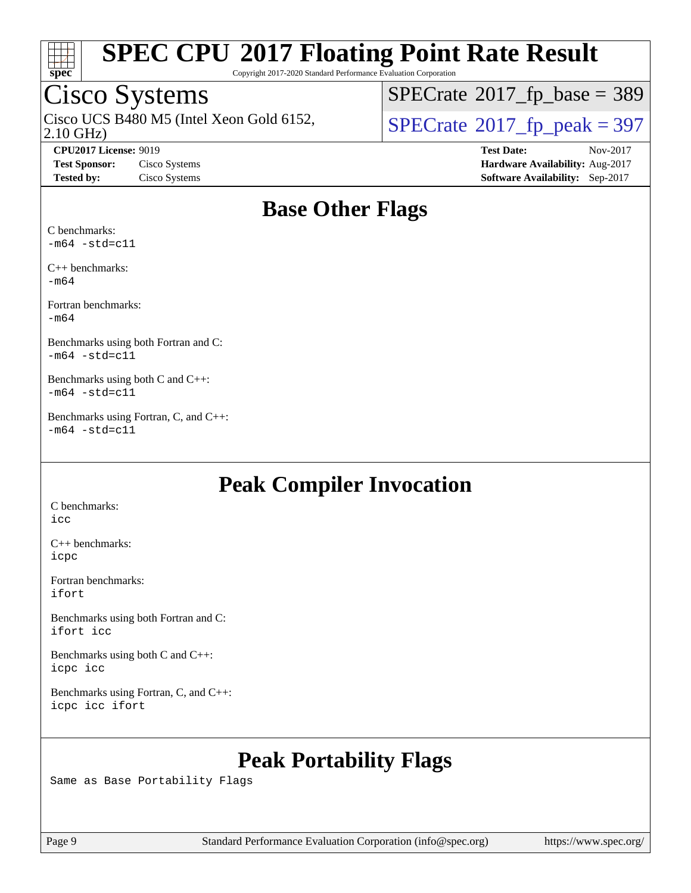# SPEC CPU 2017 Floating Point Rate Result

Copyright 2017-2020 Standard Performance Evaluation Corporation

## Cisco Systems

Cisco UCS B480 M5 (Intel Xeon Gold 6152, 2.10 GHz)

SPECrate 2017_fp_base = 389

SPECrate 2017_fp_peak = 397

**CPU2017 License:** 9019
**Test Sponsor:** Cisco Systems
**Tested by:** Cisco Systems

**Test Date:** Nov-2017
**Hardware Availability:** Aug-2017
**Software Availability:** Sep-2017

## Base Other Flags

C benchmarks:
`-m64 -std=c11`

C++ benchmarks:
`-m64`

Fortran benchmarks:
`-m64`

Benchmarks using both Fortran and C:
`-m64 -std=c11`

Benchmarks using both C and C++:
`-m64 -std=c11`

Benchmarks using Fortran, C, and C++:
`-m64 -std=c11`

## Peak Compiler Invocation

C benchmarks:
`icc`

C++ benchmarks:
`icpc`

Fortran benchmarks:
`ifort`

Benchmarks using both Fortran and C:
`ifort icc`

Benchmarks using both C and C++:
`icpc icc`

Benchmarks using Fortran, C, and C++:
`icpc icc ifort`

## Peak Portability Flags

Same as Base Portability Flags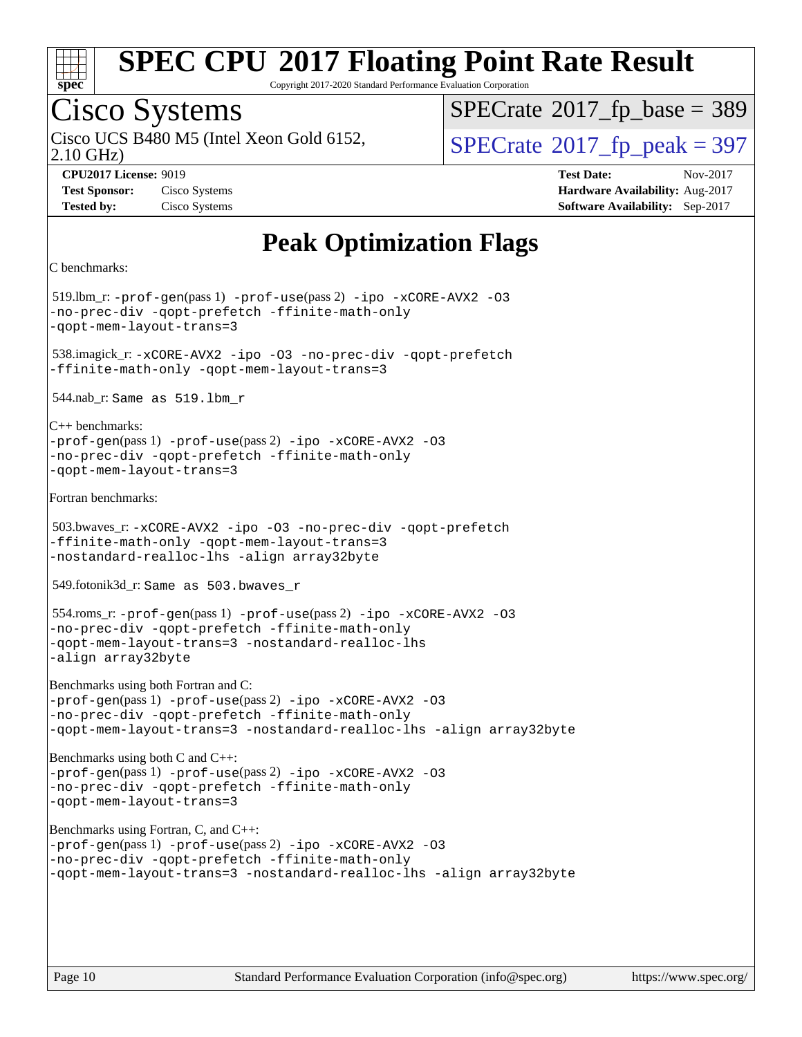# Peak Optimization Flags

C benchmarks:

519.lbm_r: `-prof-gen`(pass 1) `-prof-use`(pass 2) `-ipo -xCORE-AVX2 -O3 -no-prec-div -qopt-prefetch -ffinite-math-only -qopt-mem-layout-trans=3`

538.imagick_r: `-xCORE-AVX2 -ipo -O3 -no-prec-div -qopt-prefetch -ffinite-math-only -qopt-mem-layout-trans=3`

544.nab_r: Same as 519.lbm_r

C++ benchmarks:

`-prof-gen`(pass 1) `-prof-use`(pass 2) `-ipo -xCORE-AVX2 -O3 -no-prec-div -qopt-prefetch -ffinite-math-only -qopt-mem-layout-trans=3`

Fortran benchmarks:

503.bwaves_r: `-xCORE-AVX2 -ipo -O3 -no-prec-div -qopt-prefetch -ffinite-math-only -qopt-mem-layout-trans=3 -nostandard-realloc-lhs -align array32byte`

549.fotonik3d_r: Same as 503.bwaves_r

554.roms_r: `-prof-gen`(pass 1) `-prof-use`(pass 2) `-ipo -xCORE-AVX2 -O3 -no-prec-div -qopt-prefetch -ffinite-math-only -qopt-mem-layout-trans=3 -nostandard-realloc-lhs -align array32byte`

Benchmarks using both Fortran and C:

`-prof-gen`(pass 1) `-prof-use`(pass 2) `-ipo -xCORE-AVX2 -O3 -no-prec-div -qopt-prefetch -ffinite-math-only -qopt-mem-layout-trans=3 -nostandard-realloc-lhs -align array32byte`

Benchmarks using both C and C++:

`-prof-gen`(pass 1) `-prof-use`(pass 2) `-ipo -xCORE-AVX2 -O3 -no-prec-div -qopt-prefetch -ffinite-math-only -qopt-mem-layout-trans=3`

Benchmarks using Fortran, C, and C++:

`-prof-gen`(pass 1) `-prof-use`(pass 2) `-ipo -xCORE-AVX2 -O3 -no-prec-div -qopt-prefetch -ffinite-math-only -qopt-mem-layout-trans=3 -nostandard-realloc-lhs -align array32byte`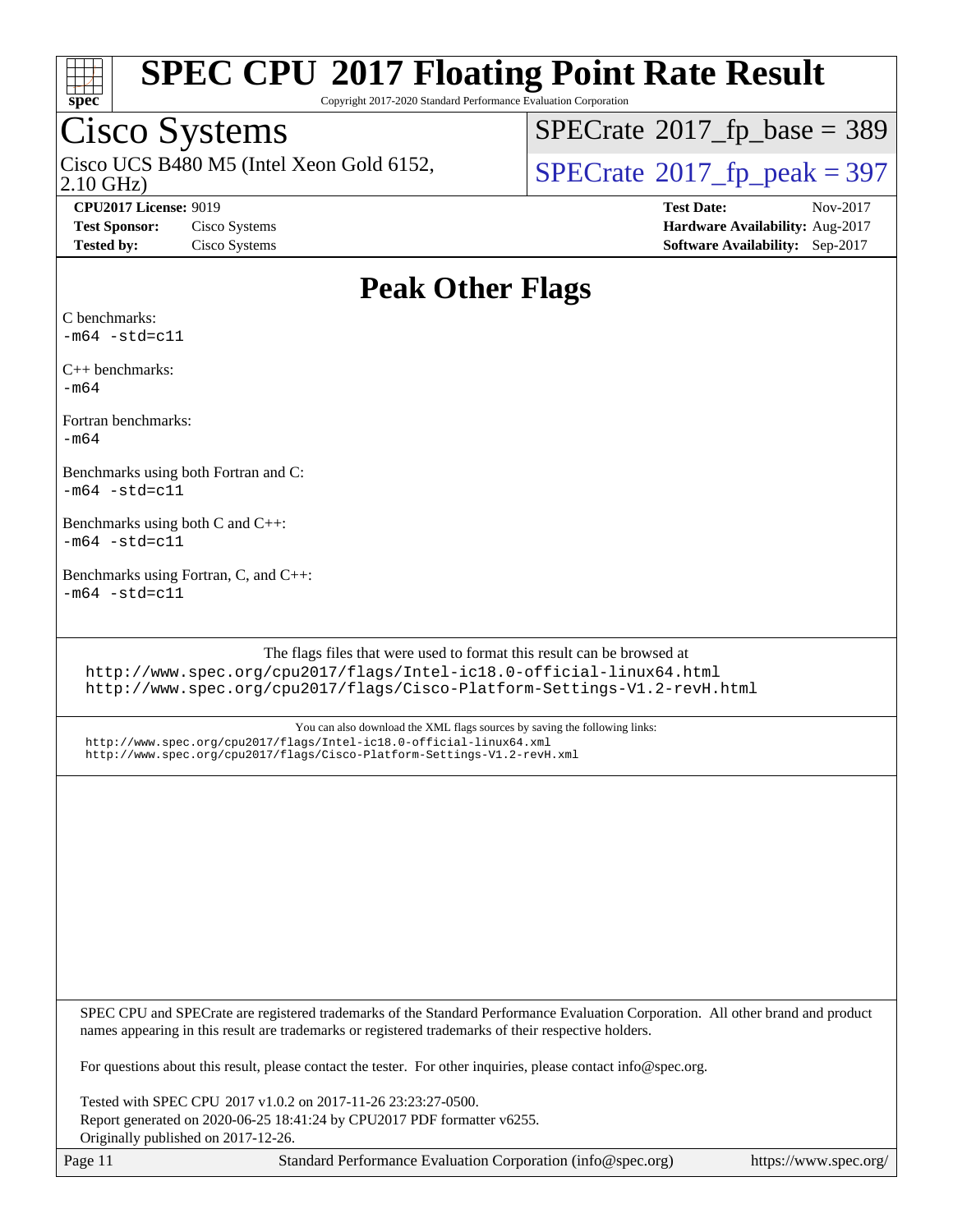# SPEC CPU 2017 Floating Point Rate Result

Copyright 2017-2020 Standard Performance Evaluation Corporation

## Cisco Systems

Cisco UCS B480 M5 (Intel Xeon Gold 6152, 2.10 GHz)

SPECrate 2017_fp_base = 389

SPECrate 2017_fp_peak = 397

**CPU2017 License:** 9019
**Test Sponsor:** Cisco Systems
**Tested by:** Cisco Systems

**Test Date:** Nov-2017
**Hardware Availability:** Aug-2017
**Software Availability:** Sep-2017

## Peak Other Flags

C benchmarks:
-m64 -std=c11

C++ benchmarks:
-m64

Fortran benchmarks:
-m64

Benchmarks using both Fortran and C:
-m64 -std=c11

Benchmarks using both C and C++:
-m64 -std=c11

Benchmarks using Fortran, C, and C++:
-m64 -std=c11

The flags files that were used to format this result can be browsed at
http://www.spec.org/cpu2017/flags/Intel-ic18.0-official-linux64.html
http://www.spec.org/cpu2017/flags/Cisco-Platform-Settings-V1.2-revH.html

You can also download the XML flags sources by saving the following links:
http://www.spec.org/cpu2017/flags/Intel-ic18.0-official-linux64.xml
http://www.spec.org/cpu2017/flags/Cisco-Platform-Settings-V1.2-revH.xml

SPEC CPU and SPECrate are registered trademarks of the Standard Performance Evaluation Corporation. All other brand and product names appearing in this result are trademarks or registered trademarks of their respective holders.

For questions about this result, please contact the tester. For other inquiries, please contact info@spec.org.

Tested with SPEC CPU 2017 v1.0.2 on 2017-11-26 23:23:27-0500.
Report generated on 2020-06-25 18:41:24 by CPU2017 PDF formatter v6255.
Originally published on 2017-12-26.